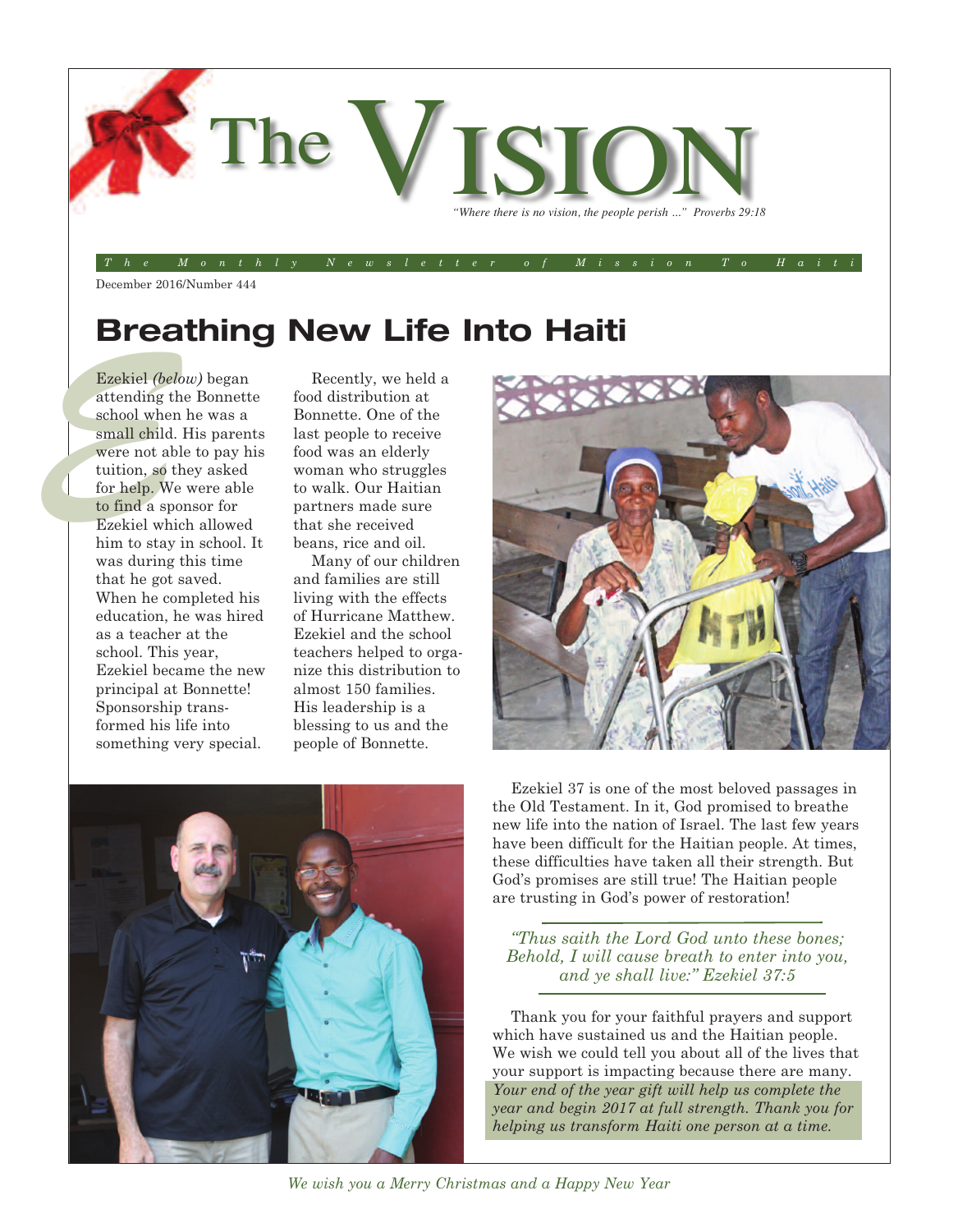# The VISION

*"Where there is no vision, the people perish ..." Proverbs 29:18*

*The Monthly Newsletter of Mission To Haiti*

December 2016/Number 444

## Breathing New Life Into Haiti

Ezekiel *(below)* began attending the Bonnette school when he was a small child. His parents were not able to pay his tuition, so they asked for help. We were able to find a sponsor for Ezekiel which allowed him to stay in school. It was during this time that he got saved. When he completed his education, he was hired as a teacher at the school. This year, Ezekiel became the new principal at Bonnette! Sponsorship transformed his life into something very special.

Recently, we held a food distribution at Bonnette. One of the last people to receive food was an elderly woman who struggles to walk. Our Haitian partners made sure that she received beans, rice and oil.

Many of our children and families are still living with the effects of Hurricane Matthew. Ezekiel and the school teachers helped to organize this distribution to almost 150 families. His leadership is a blessing to us and the people of Bonnette.

Ezekiel 37 is one of the most beloved passages in the Old Testament. In it, God promised to breathe new life into the nation of Israel. The last few years have been difficult for the Haitian people. At times, these difficulties have taken all their strength. But God's promises are still true! The Haitian people are trusting in God's power of restoration!

*"Thus saith the Lord God unto these bones; Behold, I will cause breath to enter into you, and ye shall live:" Ezekiel 37:5*

Thank you for your faithful prayers and support which have sustained us and the Haitian people. We wish we could tell you about all of the lives that your support is impacting because there are many. *Your end of the year gift will help us complete the year and begin 2017 at full strength. Thank you for helping us transform Haiti one person at a time.*

*We wish you a Merry Christmas and a Happy New Year*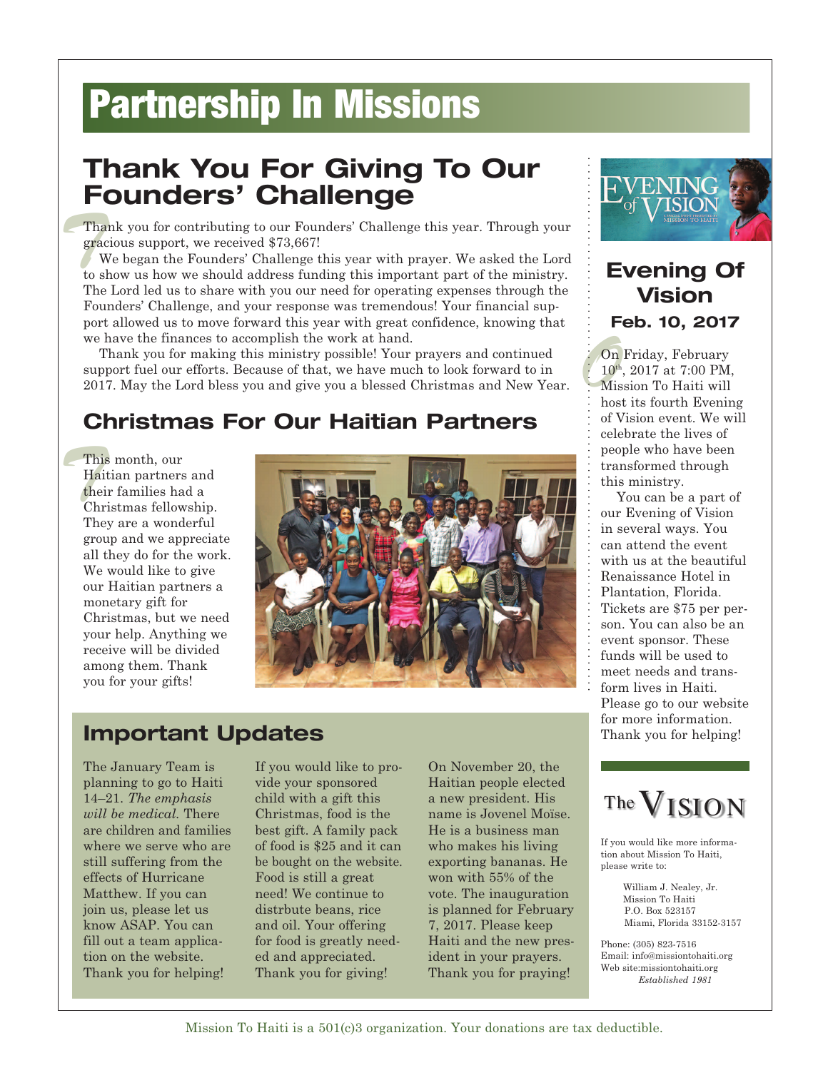# Partnership In Missions

## Thank You For Giving To Our Founders' Challenge

Thank you for contributing to our Founders' Challenge this year. Through your gracious support, we received $73,667!

We began the Founders' Challenge this year with prayer. We asked the Lord to show us how we should address funding this important part of the ministry. The Lord led us to share with you our need for operating expenses through the Founders' Challenge, and your response was tremendous! Your financial support allowed us to move forward this year with great confidence, knowing that we have the finances to accomplish the work at hand.

Thank you for making this ministry possible! Your prayers and continued support fuel our efforts. Because of that, we have much to look forward to in 2017. May the Lord bless you and give you a blessed Christmas and New Year.

## Christmas For Our Haitian Partners

This month, our Haitian partners and their families had a Christmas fellowship. They are a wonderful group and we appreciate all they do for the work. We would like to give our Haitian partners a monetary gift for Christmas, but we need your help. Anything we receive will be divided among them. Thank you for your gifts!

## Important Updates

The January Team is planning to go to Haiti 14–21. *The emphasis will be medical.* There are children and families where we serve who are still suffering from the effects of Hurricane Matthew. If you can join us, please let us know ASAP. You can fill out a team application on the website. Thank you for helping!

If you would like to provide your sponsored child with a gift this Christmas, food is the best gift. A family pack of food is $25 and it can be bought on the website. Food is still a great need! We continue to distrbute beans, rice and oil. Your offering for food is greatly needed and appreciated. Thank you for giving!

On November 20, the Haitian people elected a new president. His name is Jovenel Moïse. He is a business man who makes his living exporting bananas. He won with 55% of the vote. The inauguration is planned for February 7, 2017. Please keep Haiti and the new president in your prayers. Thank you for praying!

EVENING of VISION

A SPECIAL EVENT PRESENTED BY MISSION TO HAITI

## Evening Of Vision

### Feb. 10, 2017

On Friday, February 10th, 2017 at 7:00 PM, Mission To Haiti will host its fourth Evening of Vision event. We will celebrate the lives of people who have been transformed through this ministry.

You can be a part of our Evening of Vision in several ways. You can attend the event with us at the beautiful Renaissance Hotel in Plantation, Florida. Tickets are $75 per person. You can also be an event sponsor. These funds will be used to meet needs and transform lives in Haiti. Please go to our website for more information. Thank you for helping!

## The VISION

If you would like more information about Mission To Haiti, please write to:

William J. Nealey, Jr.
Mission To Haiti
P.O. Box 523157
Miami, Florida 33152-3157

Phone: (305) 823-7516
Email: info@missiontohaiti.org
Web site:missiontohaiti.org
*Established 1981*

Mission To Haiti is a 501(c)3 organization. Your donations are tax deductible.